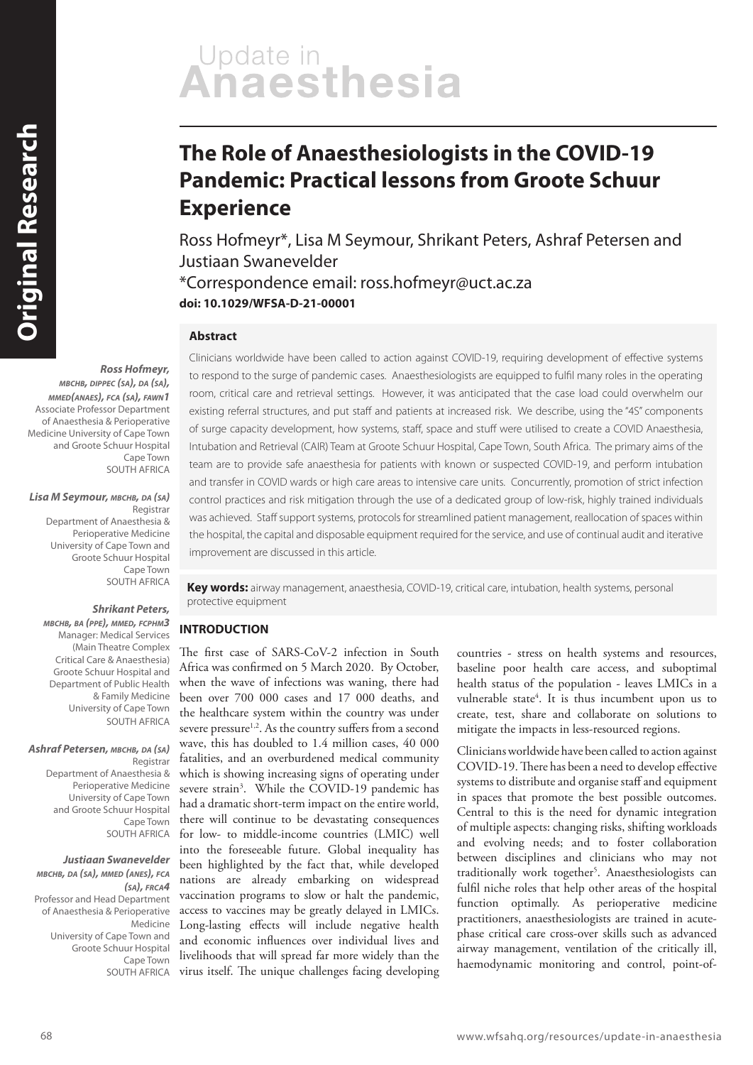# The Role of Anaesthesiologists in the COVID-19 Pandemic: Practical lessons from Groote Schuur Experience

Ross Hofmeyr*, Lisa M Seymour, Shrikant Peters, Ashraf Petersen and Justiaan Swanevelder

*Correspondence email: ross.hofmeyr@uct.ac.za

**doi: 10.1029/WFSA-D-21-00001**

***Ross Hofmeyr***, *MBChB, DipPEC (SA), DA (SA), MMed(Anaes), FCA (SA), FAWN*[1]
Associate Professor Department of Anaesthesia & Perioperative Medicine University of Cape Town and Groote Schuur Hospital
Cape Town
SOUTH AFRICA

***Lisa M Seymour***, *MBChB, DA (SA)*
Registrar
Department of Anaesthesia & Perioperative Medicine University of Cape Town and Groote Schuur Hospital
Cape Town
SOUTH AFRICA

***Shrikant Peters***, *MBChB, BA (PPE), MMed, FCPHM*[3]
Manager: Medical Services (Main Theatre Complex Critical Care & Anaesthesia) Groote Schuur Hospital and Department of Public Health & Family Medicine University of Cape Town
SOUTH AFRICA

***Ashraf Petersen***, *MBChB, DA (SA)*
Registrar
Department of Anaesthesia & Perioperative Medicine University of Cape Town and Groote Schuur Hospital
Cape Town
SOUTH AFRICA

***Justiaan Swanevelder*** *MBChB, DA (SA), MMed (Anes), FCA (SA), FRCA*[4]
Professor and Head Department of Anaesthesia & Perioperative Medicine
University of Cape Town and Groote Schuur Hospital
Cape Town
SOUTH AFRICA

## Abstract

Clinicians worldwide have been called to action against COVID-19, requiring development of effective systems to respond to the surge of pandemic cases. Anaesthesiologists are equipped to fulfil many roles in the operating room, critical care and retrieval settings. However, it was anticipated that the case load could overwhelm our existing referral structures, and put staff and patients at increased risk. We describe, using the "4S" components of surge capacity development, how systems, staff, space and stuff were utilised to create a COVID Anaesthesia, Intubation and Retrieval (CAIR) Team at Groote Schuur Hospital, Cape Town, South Africa. The primary aims of the team are to provide safe anaesthesia for patients with known or suspected COVID-19, and perform intubation and transfer in COVID wards or high care areas to intensive care units. Concurrently, promotion of strict infection control practices and risk mitigation through the use of a dedicated group of low-risk, highly trained individuals was achieved. Staff support systems, protocols for streamlined patient management, reallocation of spaces within the hospital, the capital and disposable equipment required for the service, and use of continual audit and iterative improvement are discussed in this article.

**Key words:** airway management, anaesthesia, COVID-19, critical care, intubation, health systems, personal protective equipment

## INTRODUCTION

The first case of SARS-CoV-2 infection in South Africa was confirmed on 5 March 2020. By October, when the wave of infections was waning, there had been over 700 000 cases and 17 000 deaths, and the healthcare system within the country was under severe pressure[1,2]. As the country suffers from a second wave, this has doubled to 1.4 million cases, 40 000 fatalities, and an overburdened medical community which is showing increasing signs of operating under severe strain[3]. While the COVID-19 pandemic has had a dramatic short-term impact on the entire world, there will continue to be devastating consequences for low- to middle-income countries (LMIC) well into the foreseeable future. Global inequality has been highlighted by the fact that, while developed nations are already embarking on widespread vaccination programs to slow or halt the pandemic, access to vaccines may be greatly delayed in LMICs. Long-lasting effects will include negative health and economic influences over individual lives and livelihoods that will spread far more widely than the virus itself. The unique challenges facing developing countries - stress on health systems and resources, baseline poor health care access, and suboptimal health status of the population - leaves LMICs in a vulnerable state[4]. It is thus incumbent upon us to create, test, share and collaborate on solutions to mitigate the impacts in less-resourced regions.

Clinicians worldwide have been called to action against COVID-19. There has been a need to develop effective systems to distribute and organise staff and equipment in spaces that promote the best possible outcomes. Central to this is the need for dynamic integration of multiple aspects: changing risks, shifting workloads and evolving needs; and to foster collaboration between disciplines and clinicians who may not traditionally work together[5]. Anaesthesiologists can fulfil niche roles that help other areas of the hospital function optimally. As perioperative medicine practitioners, anaesthesiologists are trained in acute-phase critical care cross-over skills such as advanced airway management, ventilation of the critically ill, haemodynamic monitoring and control, point-of-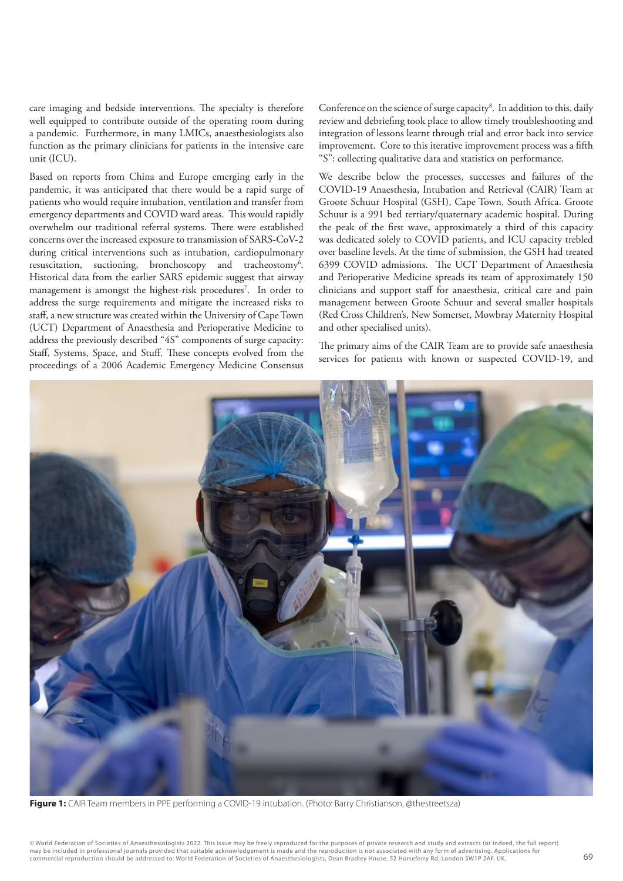care imaging and bedside interventions. The specialty is therefore well equipped to contribute outside of the operating room during a pandemic. Furthermore, in many LMICs, anaesthesiologists also function as the primary clinicians for patients in the intensive care unit (ICU).

Based on reports from China and Europe emerging early in the pandemic, it was anticipated that there would be a rapid surge of patients who would require intubation, ventilation and transfer from emergency departments and COVID ward areas. This would rapidly overwhelm our traditional referral systems. There were established concerns over the increased exposure to transmission of SARS-CoV-2 during critical interventions such as intubation, cardiopulmonary resuscitation, suctioning, bronchoscopy and tracheostomy[6]. Historical data from the earlier SARS epidemic suggest that airway management is amongst the highest-risk procedures[7]. In order to address the surge requirements and mitigate the increased risks to staff, a new structure was created within the University of Cape Town (UCT) Department of Anaesthesia and Perioperative Medicine to address the previously described "4S" components of surge capacity: Staff, Systems, Space, and Stuff. These concepts evolved from the proceedings of a 2006 Academic Emergency Medicine Consensus Conference on the science of surge capacity[8]. In addition to this, daily review and debriefing took place to allow timely troubleshooting and integration of lessons learnt through trial and error back into service improvement. Core to this iterative improvement process was a fifth "S": collecting qualitative data and statistics on performance.

We describe below the processes, successes and failures of the COVID-19 Anaesthesia, Intubation and Retrieval (CAIR) Team at Groote Schuur Hospital (GSH), Cape Town, South Africa. Groote Schuur is a 991 bed tertiary/quaternary academic hospital. During the peak of the first wave, approximately a third of this capacity was dedicated solely to COVID patients, and ICU capacity trebled over baseline levels. At the time of submission, the GSH had treated 6399 COVID admissions. The UCT Department of Anaesthesia and Perioperative Medicine spreads its team of approximately 150 clinicians and support staff for anaesthesia, critical care and pain management between Groote Schuur and several smaller hospitals (Red Cross Children's, New Somerset, Mowbray Maternity Hospital and other specialised units).

The primary aims of the CAIR Team are to provide safe anaesthesia services for patients with known or suspected COVID-19, and

**Figure 1:** CAIR Team members in PPE performing a COVID-19 intubation. (Photo: Barry Christianson, @thestreetsza)

© World Federation of Societies of Anaesthesiologists 2022. This issue may be freely reproduced for the purposes of private research and study and extracts (or indeed, the full report) may be included in professional journals provided that suitable acknowledgement is made and the reproduction is not associated with any form of advertising. Applications for commercial reproduction should be addressed to: World Federation of Societies of Anaesthesiologists, Dean Bradley House, 52 Horseferry Rd, London SW1P 2AF, UK.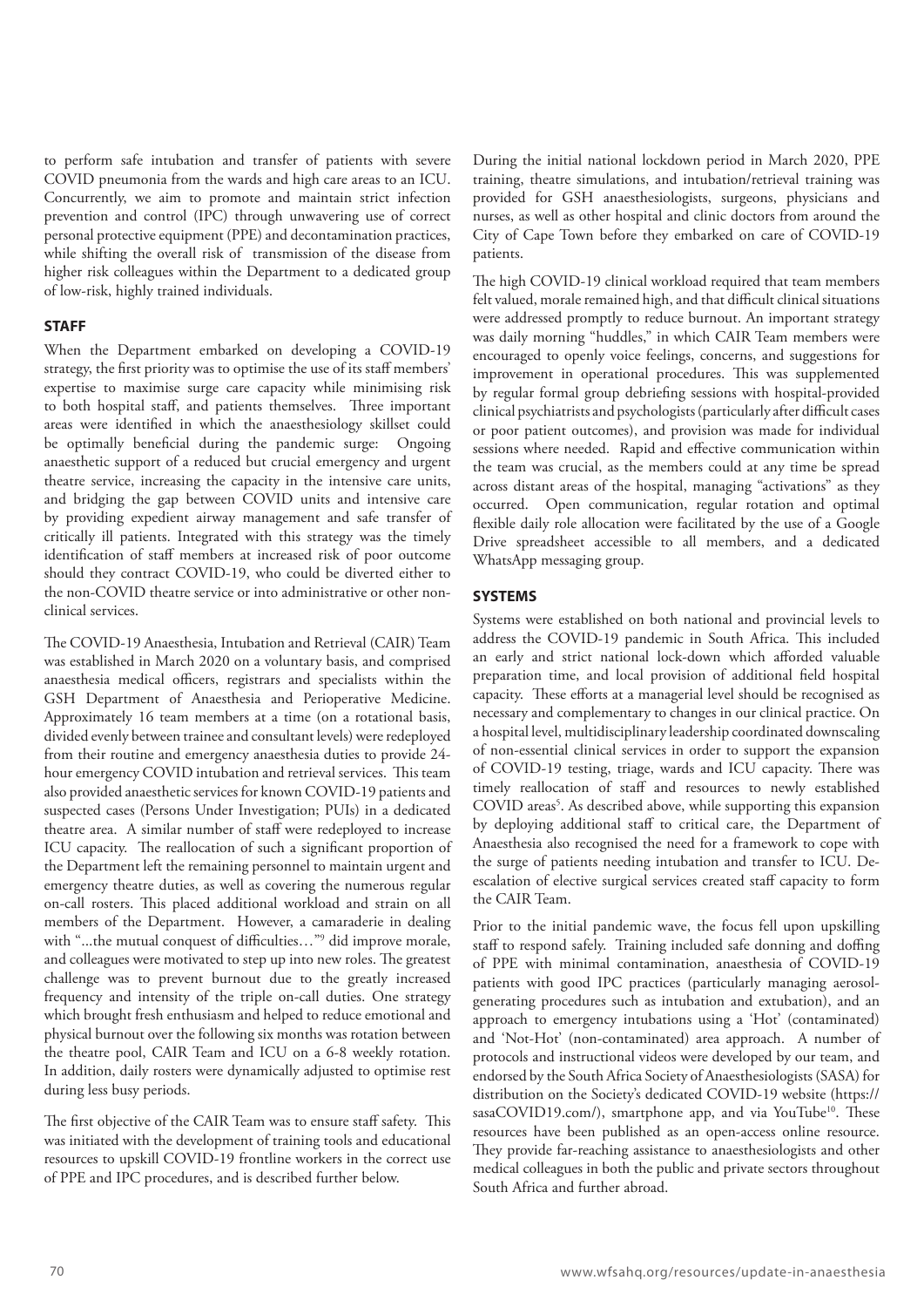to perform safe intubation and transfer of patients with severe COVID pneumonia from the wards and high care areas to an ICU. Concurrently, we aim to promote and maintain strict infection prevention and control (IPC) through unwavering use of correct personal protective equipment (PPE) and decontamination practices, while shifting the overall risk of transmission of the disease from higher risk colleagues within the Department to a dedicated group of low-risk, highly trained individuals.

## STAFF

When the Department embarked on developing a COVID-19 strategy, the first priority was to optimise the use of its staff members' expertise to maximise surge care capacity while minimising risk to both hospital staff, and patients themselves. Three important areas were identified in which the anaesthesiology skillset could be optimally beneficial during the pandemic surge: Ongoing anaesthetic support of a reduced but crucial emergency and urgent theatre service, increasing the capacity in the intensive care units, and bridging the gap between COVID units and intensive care by providing expedient airway management and safe transfer of critically ill patients. Integrated with this strategy was the timely identification of staff members at increased risk of poor outcome should they contract COVID-19, who could be diverted either to the non-COVID theatre service or into administrative or other non-clinical services.

The COVID-19 Anaesthesia, Intubation and Retrieval (CAIR) Team was established in March 2020 on a voluntary basis, and comprised anaesthesia medical officers, registrars and specialists within the GSH Department of Anaesthesia and Perioperative Medicine. Approximately 16 team members at a time (on a rotational basis, divided evenly between trainee and consultant levels) were redeployed from their routine and emergency anaesthesia duties to provide 24-hour emergency COVID intubation and retrieval services. This team also provided anaesthetic services for known COVID-19 patients and suspected cases (Persons Under Investigation; PUIs) in a dedicated theatre area. A similar number of staff were redeployed to increase ICU capacity. The reallocation of such a significant proportion of the Department left the remaining personnel to maintain urgent and emergency theatre duties, as well as covering the numerous regular on-call rosters. This placed additional workload and strain on all members of the Department. However, a camaraderie in dealing with "...the mutual conquest of difficulties..."[9] did improve morale, and colleagues were motivated to step up into new roles. The greatest challenge was to prevent burnout due to the greatly increased frequency and intensity of the triple on-call duties. One strategy which brought fresh enthusiasm and helped to reduce emotional and physical burnout over the following six months was rotation between the theatre pool, CAIR Team and ICU on a 6-8 weekly rotation. In addition, daily rosters were dynamically adjusted to optimise rest during less busy periods.

The first objective of the CAIR Team was to ensure staff safety. This was initiated with the development of training tools and educational resources to upskill COVID-19 frontline workers in the correct use of PPE and IPC procedures, and is described further below.

During the initial national lockdown period in March 2020, PPE training, theatre simulations, and intubation/retrieval training was provided for GSH anaesthesiologists, surgeons, physicians and nurses, as well as other hospital and clinic doctors from around the City of Cape Town before they embarked on care of COVID-19 patients.

The high COVID-19 clinical workload required that team members felt valued, morale remained high, and that difficult clinical situations were addressed promptly to reduce burnout. An important strategy was daily morning "huddles," in which CAIR Team members were encouraged to openly voice feelings, concerns, and suggestions for improvement in operational procedures. This was supplemented by regular formal group debriefing sessions with hospital-provided clinical psychiatrists and psychologists (particularly after difficult cases or poor patient outcomes), and provision was made for individual sessions where needed. Rapid and effective communication within the team was crucial, as the members could at any time be spread across distant areas of the hospital, managing "activations" as they occurred. Open communication, regular rotation and optimal flexible daily role allocation were facilitated by the use of a Google Drive spreadsheet accessible to all members, and a dedicated WhatsApp messaging group.

## SYSTEMS

Systems were established on both national and provincial levels to address the COVID-19 pandemic in South Africa. This included an early and strict national lock-down which afforded valuable preparation time, and local provision of additional field hospital capacity. These efforts at a managerial level should be recognised as necessary and complementary to changes in our clinical practice. On a hospital level, multidisciplinary leadership coordinated downscaling of non-essential clinical services in order to support the expansion of COVID-19 testing, triage, wards and ICU capacity. There was timely reallocation of staff and resources to newly established COVID areas[5]. As described above, while supporting this expansion by deploying additional staff to critical care, the Department of Anaesthesia also recognised the need for a framework to cope with the surge of patients needing intubation and transfer to ICU. De-escalation of elective surgical services created staff capacity to form the CAIR Team.

Prior to the initial pandemic wave, the focus fell upon upskilling staff to respond safely. Training included safe donning and doffing of PPE with minimal contamination, anaesthesia of COVID-19 patients with good IPC practices (particularly managing aerosol-generating procedures such as intubation and extubation), and an approach to emergency intubations using a 'Hot' (contaminated) and 'Not-Hot' (non-contaminated) area approach. A number of protocols and instructional videos were developed by our team, and endorsed by the South Africa Society of Anaesthesiologists (SASA) for distribution on the Society's dedicated COVID-19 website (https://sasaCOVID19.com/), smartphone app, and via YouTube[10]. These resources have been published as an open-access online resource. They provide far-reaching assistance to anaesthesiologists and other medical colleagues in both the public and private sectors throughout South Africa and further abroad.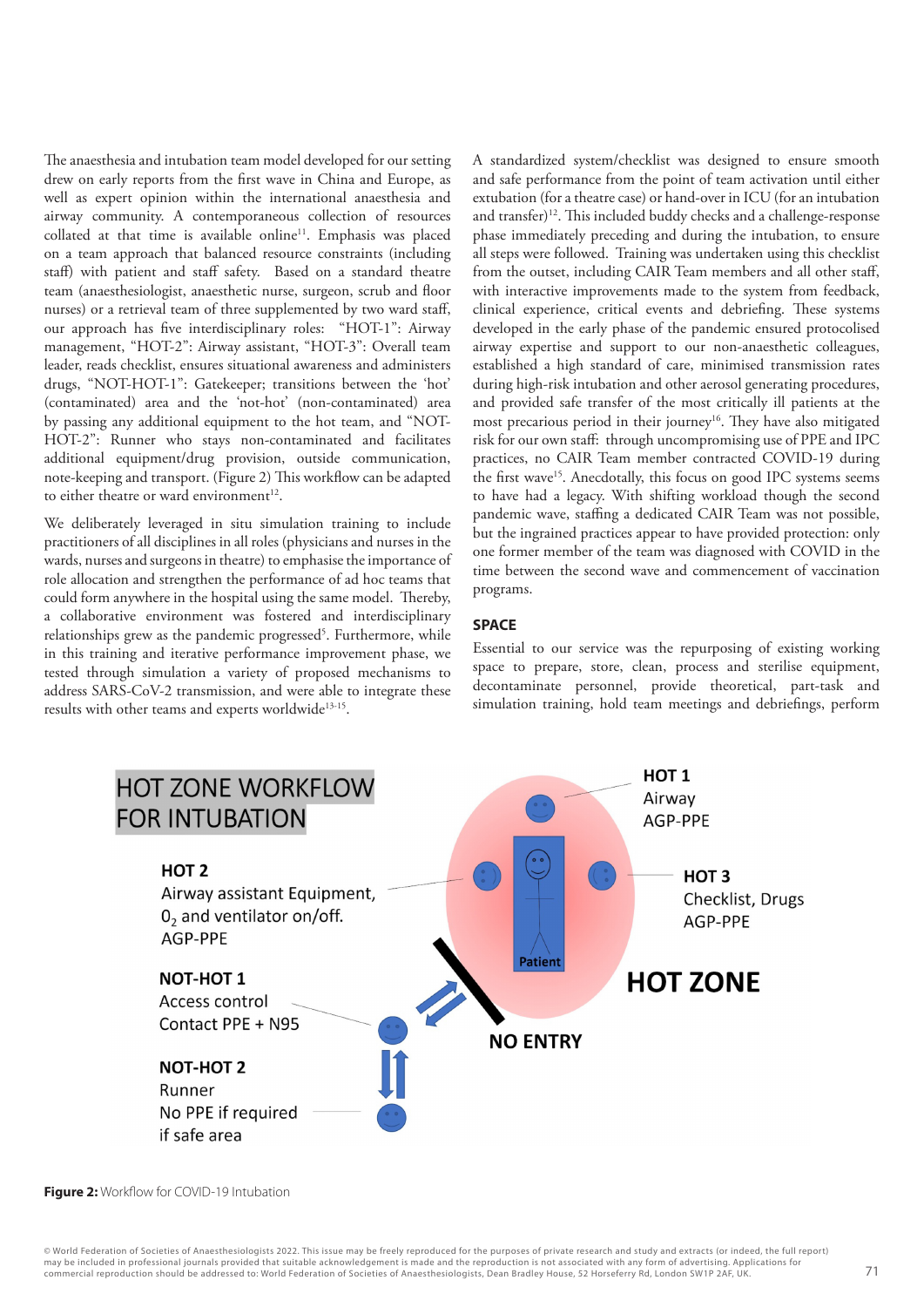The anaesthesia and intubation team model developed for our setting drew on early reports from the first wave in China and Europe, as well as expert opinion within the international anaesthesia and airway community. A contemporaneous collection of resources collated at that time is available online[11]. Emphasis was placed on a team approach that balanced resource constraints (including staff) with patient and staff safety. Based on a standard theatre team (anaesthesiologist, anaesthetic nurse, surgeon, scrub and floor nurses) or a retrieval team of three supplemented by two ward staff, our approach has five interdisciplinary roles: "HOT-1": Airway management, "HOT-2": Airway assistant, "HOT-3": Overall team leader, reads checklist, ensures situational awareness and administers drugs, "NOT-HOT-1": Gatekeeper; transitions between the 'hot' (contaminated) area and the 'not-hot' (non-contaminated) area by passing any additional equipment to the hot team, and "NOT-HOT-2": Runner who stays non-contaminated and facilitates additional equipment/drug provision, outside communication, note-keeping and transport. (Figure 2) This workflow can be adapted to either theatre or ward environment[12].

We deliberately leveraged in situ simulation training to include practitioners of all disciplines in all roles (physicians and nurses in the wards, nurses and surgeons in theatre) to emphasise the importance of role allocation and strengthen the performance of ad hoc teams that could form anywhere in the hospital using the same model. Thereby, a collaborative environment was fostered and interdisciplinary relationships grew as the pandemic progressed[5]. Furthermore, while in this training and iterative performance improvement phase, we tested through simulation a variety of proposed mechanisms to address SARS-CoV-2 transmission, and were able to integrate these results with other teams and experts worldwide[13-15].

A standardized system/checklist was designed to ensure smooth and safe performance from the point of team activation until either extubation (for a theatre case) or hand-over in ICU (for an intubation and transfer)[12]. This included buddy checks and a challenge-response phase immediately preceding and during the intubation, to ensure all steps were followed. Training was undertaken using this checklist from the outset, including CAIR Team members and all other staff, with interactive improvements made to the system from feedback, clinical experience, critical events and debriefing. These systems developed in the early phase of the pandemic ensured protocolised airway expertise and support to our non-anaesthetic colleagues, established a high standard of care, minimised transmission rates during high-risk intubation and other aerosol generating procedures, and provided safe transfer of the most critically ill patients at the most precarious period in their journey[16]. They have also mitigated risk for our own staff: through uncompromising use of PPE and IPC practices, no CAIR Team member contracted COVID-19 during the first wave[15]. Anecdotally, this focus on good IPC systems seems to have had a legacy. With shifting workload though the second pandemic wave, staffing a dedicated CAIR Team was not possible, but the ingrained practices appear to have provided protection: only one former member of the team was diagnosed with COVID in the time between the second wave and commencement of vaccination programs.

## SPACE

Essential to our service was the repurposing of existing working space to prepare, store, clean, process and sterilise equipment, decontaminate personnel, provide theoretical, part-task and simulation training, hold team meetings and debriefings, perform

**Figure 2:** Workflow for COVID-19 Intubation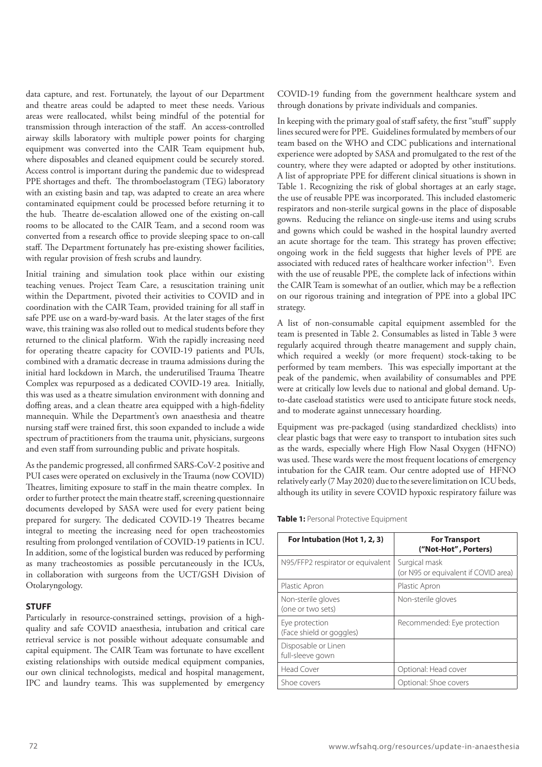data capture, and rest. Fortunately, the layout of our Department and theatre areas could be adapted to meet these needs. Various areas were reallocated, whilst being mindful of the potential for transmission through interaction of the staff. An access-controlled airway skills laboratory with multiple power points for charging equipment was converted into the CAIR Team equipment hub, where disposables and cleaned equipment could be securely stored. Access control is important during the pandemic due to widespread PPE shortages and theft. The thromboelastogram (TEG) laboratory with an existing basin and tap, was adapted to create an area where contaminated equipment could be processed before returning it to the hub. Theatre de-escalation allowed one of the existing on-call rooms to be allocated to the CAIR Team, and a second room was converted from a research office to provide sleeping space to on-call staff. The Department fortunately has pre-existing shower facilities, with regular provision of fresh scrubs and laundry.

Initial training and simulation took place within our existing teaching venues. Project Team Care, a resuscitation training unit within the Department, pivoted their activities to COVID and in coordination with the CAIR Team, provided training for all staff in safe PPE use on a ward-by-ward basis. At the later stages of the first wave, this training was also rolled out to medical students before they returned to the clinical platform. With the rapidly increasing need for operating theatre capacity for COVID-19 patients and PUIs, combined with a dramatic decrease in trauma admissions during the initial hard lockdown in March, the underutilised Trauma Theatre Complex was repurposed as a dedicated COVID-19 area. Initially, this was used as a theatre simulation environment with donning and doffing areas, and a clean theatre area equipped with a high-fidelity mannequin. While the Department's own anaesthesia and theatre nursing staff were trained first, this soon expanded to include a wide spectrum of practitioners from the trauma unit, physicians, surgeons and even staff from surrounding public and private hospitals.

As the pandemic progressed, all confirmed SARS-CoV-2 positive and PUI cases were operated on exclusively in the Trauma (now COVID) Theatres, limiting exposure to staff in the main theatre complex. In order to further protect the main theatre staff, screening questionnaire documents developed by SASA were used for every patient being prepared for surgery. The dedicated COVID-19 Theatres became integral to meeting the increasing need for open tracheostomies resulting from prolonged ventilation of COVID-19 patients in ICU. In addition, some of the logistical burden was reduced by performing as many tracheostomies as possible percutaneously in the ICUs, in collaboration with surgeons from the UCT/GSH Division of Otolaryngology.

## STUFF

Particularly in resource-constrained settings, provision of a high-quality and safe COVID anaesthesia, intubation and critical care retrieval service is not possible without adequate consumable and capital equipment. The CAIR Team was fortunate to have excellent existing relationships with outside medical equipment companies, our own clinical technologists, medical and hospital management, IPC and laundry teams. This was supplemented by emergency COVID-19 funding from the government healthcare system and through donations by private individuals and companies.

In keeping with the primary goal of staff safety, the first "stuff" supply lines secured were for PPE. Guidelines formulated by members of our team based on the WHO and CDC publications and international experience were adopted by SASA and promulgated to the rest of the country, where they were adapted or adopted by other institutions. A list of appropriate PPE for different clinical situations is shown in Table 1. Recognizing the risk of global shortages at an early stage, the use of reusable PPE was incorporated. This included elastomeric respirators and non-sterile surgical gowns in the place of disposable gowns. Reducing the reliance on single-use items and using scrubs and gowns which could be washed in the hospital laundry averted an acute shortage for the team. This strategy has proven effective; ongoing work in the field suggests that higher levels of PPE are associated with reduced rates of healthcare worker infection[15]. Even with the use of reusable PPE, the complete lack of infections within the CAIR Team is somewhat of an outlier, which may be a reflection on our rigorous training and integration of PPE into a global IPC strategy.

A list of non-consumable capital equipment assembled for the team is presented in Table 2. Consumables as listed in Table 3 were regularly acquired through theatre management and supply chain, which required a weekly (or more frequent) stock-taking to be performed by team members. This was especially important at the peak of the pandemic, when availability of consumables and PPE were at critically low levels due to national and global demand. Up-to-date caseload statistics were used to anticipate future stock needs, and to moderate against unnecessary hoarding.

Equipment was pre-packaged (using standardized checklists) into clear plastic bags that were easy to transport to intubation sites such as the wards, especially where High Flow Nasal Oxygen (HFNO) was used. These wards were the most frequent locations of emergency intubation for the CAIR team. Our centre adopted use of HFNO relatively early (7 May 2020) due to the severe limitation on ICU beds, although its utility in severe COVID hypoxic respiratory failure was

**Table 1:** Personal Protective Equipment

| For Intubation (Hot 1, 2, 3) | For Transport ("Not-Hot", Porters) |
|---|---|
| N95/FFP2 respirator or equivalent | Surgical mask (or N95 or equivalent if COVID area) |
| Plastic Apron | Plastic Apron |
| Non-sterile gloves (one or two sets) | Non-sterile gloves |
| Eye protection (Face shield or goggles) | Recommended: Eye protection |
| Disposable or Linen full-sleeve gown | |
| Head Cover | Optional: Head cover |
| Shoe covers | Optional: Shoe covers |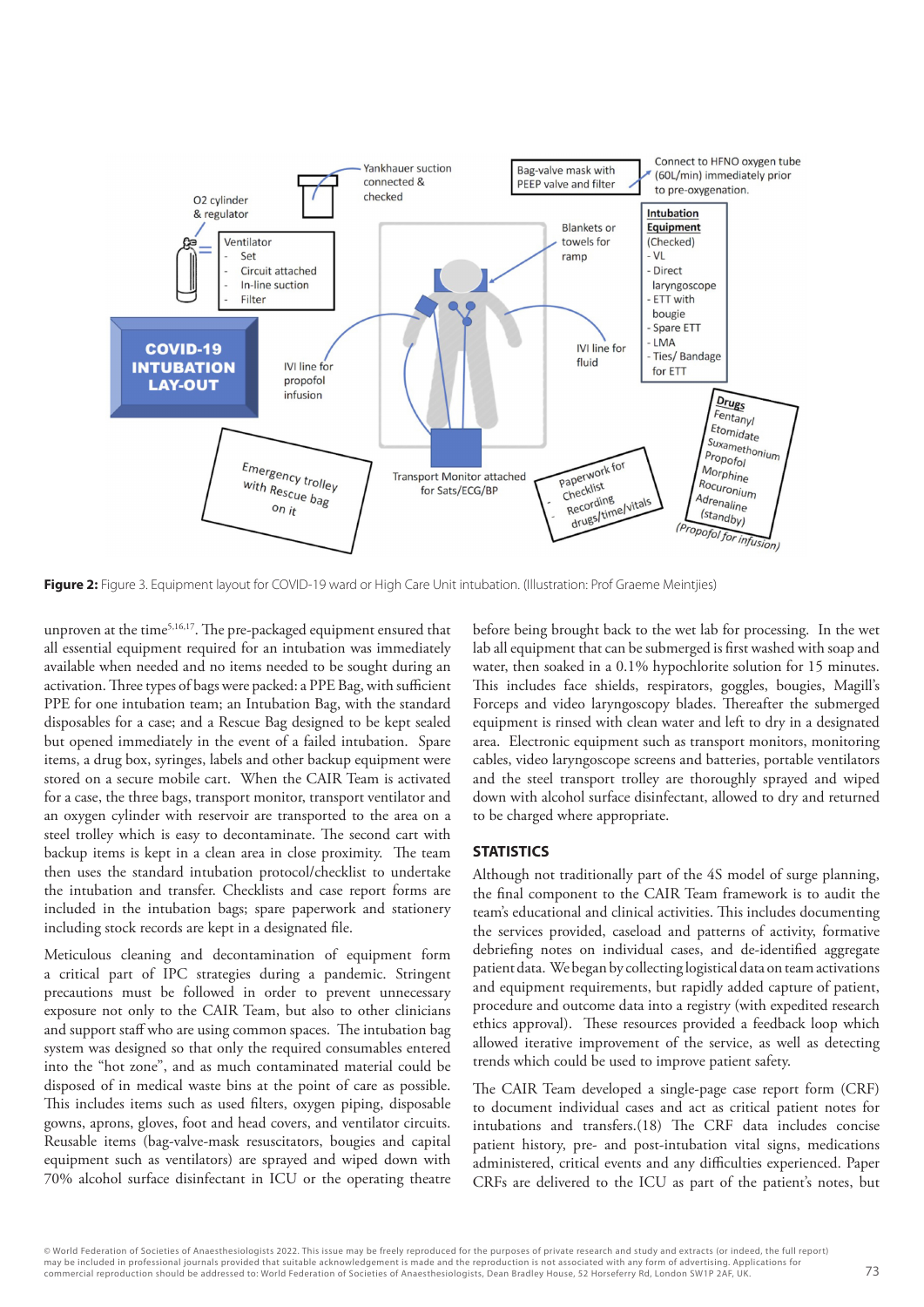**Figure 2:** Figure 3. Equipment layout for COVID-19 ward or High Care Unit intubation. (Illustration: Prof Graeme Meintjies)

unproven at the time[5,16,17]. The pre-packaged equipment ensured that all essential equipment required for an intubation was immediately available when needed and no items needed to be sought during an activation. Three types of bags were packed: a PPE Bag, with sufficient PPE for one intubation team; an Intubation Bag, with the standard disposables for a case; and a Rescue Bag designed to be kept sealed but opened immediately in the event of a failed intubation. Spare items, a drug box, syringes, labels and other backup equipment were stored on a secure mobile cart. When the CAIR Team is activated for a case, the three bags, transport monitor, transport ventilator and an oxygen cylinder with reservoir are transported to the area on a steel trolley which is easy to decontaminate. The second cart with backup items is kept in a clean area in close proximity. The team then uses the standard intubation protocol/checklist to undertake the intubation and transfer. Checklists and case report forms are included in the intubation bags; spare paperwork and stationery including stock records are kept in a designated file.

Meticulous cleaning and decontamination of equipment form a critical part of IPC strategies during a pandemic. Stringent precautions must be followed in order to prevent unnecessary exposure not only to the CAIR Team, but also to other clinicians and support staff who are using common spaces. The intubation bag system was designed so that only the required consumables entered into the "hot zone", and as much contaminated material could be disposed of in medical waste bins at the point of care as possible. This includes items such as used filters, oxygen piping, disposable gowns, aprons, gloves, foot and head covers, and ventilator circuits. Reusable items (bag-valve-mask resuscitators, bougies and capital equipment such as ventilators) are sprayed and wiped down with 70% alcohol surface disinfectant in ICU or the operating theatre before being brought back to the wet lab for processing. In the wet lab all equipment that can be submerged is first washed with soap and water, then soaked in a 0.1% hypochlorite solution for 15 minutes. This includes face shields, respirators, goggles, bougies, Magill's Forceps and video laryngoscopy blades. Thereafter the submerged equipment is rinsed with clean water and left to dry in a designated area. Electronic equipment such as transport monitors, monitoring cables, video laryngoscope screens and batteries, portable ventilators and the steel transport trolley are thoroughly sprayed and wiped down with alcohol surface disinfectant, allowed to dry and returned to be charged where appropriate.

## STATISTICS

Although not traditionally part of the 4S model of surge planning, the final component to the CAIR Team framework is to audit the team's educational and clinical activities. This includes documenting the services provided, caseload and patterns of activity, formative debriefing notes on individual cases, and de-identified aggregate patient data. We began by collecting logistical data on team activations and equipment requirements, but rapidly added capture of patient, procedure and outcome data into a registry (with expedited research ethics approval). These resources provided a feedback loop which allowed iterative improvement of the service, as well as detecting trends which could be used to improve patient safety.

The CAIR Team developed a single-page case report form (CRF) to document individual cases and act as critical patient notes for intubations and transfers.(18) The CRF data includes concise patient history, pre- and post-intubation vital signs, medications administered, critical events and any difficulties experienced. Paper CRFs are delivered to the ICU as part of the patient's notes, but

© World Federation of Societies of Anaesthesiologists 2022. This issue may be freely reproduced for the purposes of private research and study and extracts (or indeed, the full report) may be included in professional journals provided that suitable acknowledgement is made and the reproduction is not associated with any form of advertising. Applications for commercial reproduction should be addressed to: World Federation of Societies of Anaesthesiologists, Dean Bradley House, 52 Horseferry Rd, London SW1P 2AF, UK.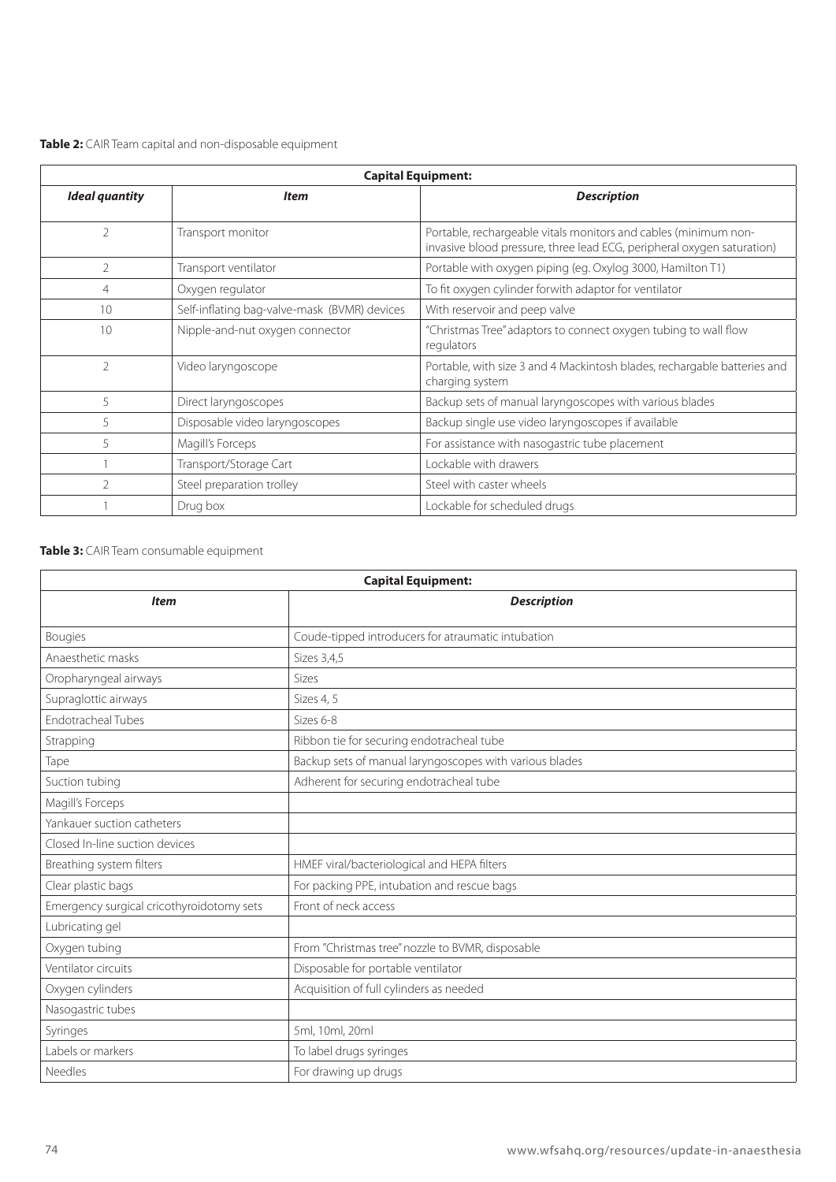**Table 2:** CAIR Team capital and non-disposable equipment

| Capital Equipment: | | |
|---|---|---|
| ***Ideal quantity*** | ***Item*** | ***Description*** |
| 2 | Transport monitor | Portable, rechargeable vitals monitors and cables (minimum non-invasive blood pressure, three lead ECG, peripheral oxygen saturation) |
| 2 | Transport ventilator | Portable with oxygen piping (eg. Oxylog 3000, Hamilton T1) |
| 4 | Oxygen regulator | To fit oxygen cylinder forwith adaptor for ventilator |
| 10 | Self-inflating bag-valve-mask (BVMR) devices | With reservoir and peep valve |
| 10 | Nipple-and-nut oxygen connector | "Christmas Tree" adaptors to connect oxygen tubing to wall flow regulators |
| 2 | Video laryngoscope | Portable, with size 3 and 4 Mackintosh blades, rechargable batteries and charging system |
| 5 | Direct laryngoscopes | Backup sets of manual laryngoscopes with various blades |
| 5 | Disposable video laryngoscopes | Backup single use video laryngoscopes if available |
| 5 | Magill's Forceps | For assistance with nasogastric tube placement |
| 1 | Transport/Storage Cart | Lockable with drawers |
| 2 | Steel preparation trolley | Steel with caster wheels |
| 1 | Drug box | Lockable for scheduled drugs |

**Table 3:** CAIR Team consumable equipment

| Capital Equipment: | |
|---|---|
| ***Item*** | ***Description*** |
| Bougies | Coude-tipped introducers for atraumatic intubation |
| Anaesthetic masks | Sizes 3,4,5 |
| Oropharyngeal airways | Sizes |
| Supraglottic airways | Sizes 4, 5 |
| Endotracheal Tubes | Sizes 6-8 |
| Strapping | Ribbon tie for securing endotracheal tube |
| Tape | Backup sets of manual laryngoscopes with various blades |
| Suction tubing | Adherent for securing endotracheal tube |
| Magill's Forceps | |
| Yankauer suction catheters | |
| Closed In-line suction devices | |
| Breathing system filters | HMEF viral/bacteriological and HEPA filters |
| Clear plastic bags | For packing PPE, intubation and rescue bags |
| Emergency surgical cricothyroidotomy sets | Front of neck access |
| Lubricating gel | |
| Oxygen tubing | From "Christmas tree" nozzle to BVMR, disposable |
| Ventilator circuits | Disposable for portable ventilator |
| Oxygen cylinders | Acquisition of full cylinders as needed |
| Nasogastric tubes | |
| Syringes | 5ml, 10ml, 20ml |
| Labels or markers | To label drugs syringes |
| Needles | For drawing up drugs |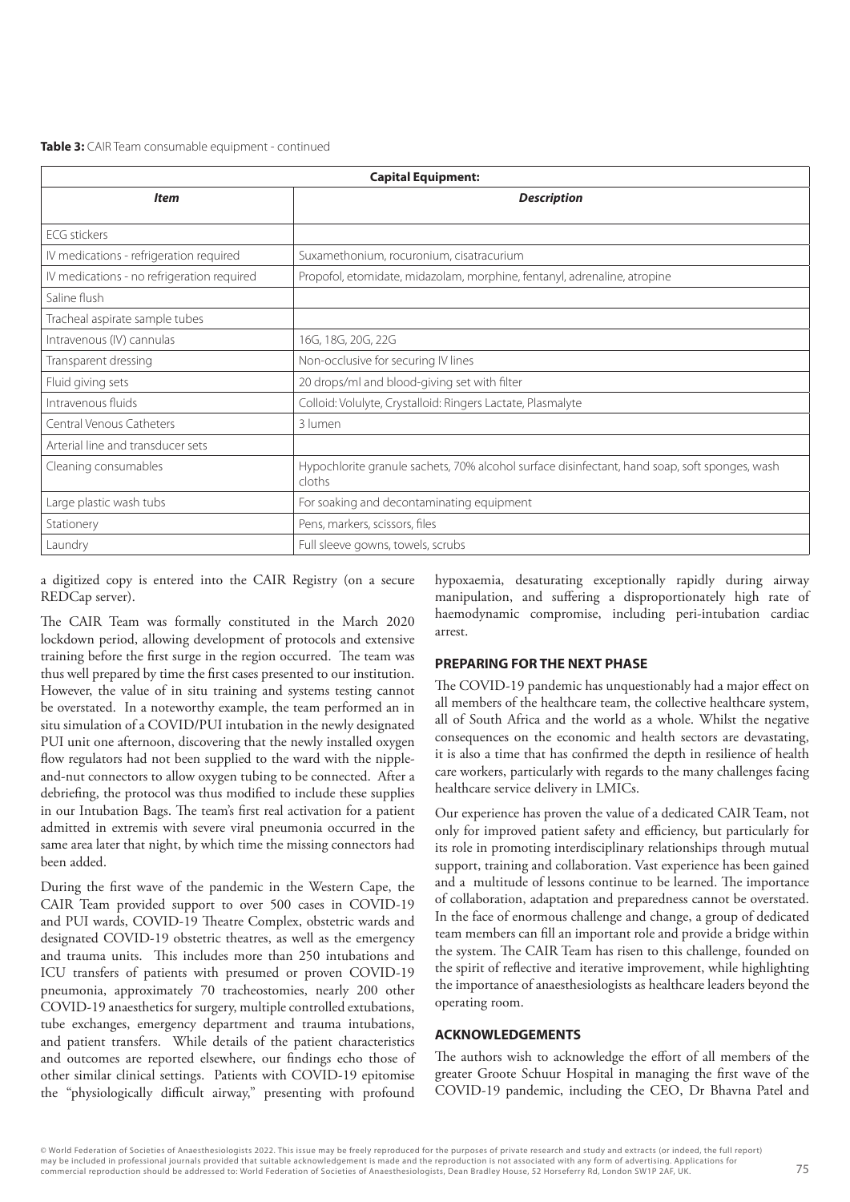**Table 3:** CAIR Team consumable equipment - continued

| **Capital Equipment:** | |
|---|---|
| ***Item*** | ***Description*** |
| ECG stickers | |
| IV medications - refrigeration required | Suxamethonium, rocuronium, cisatracurium |
| IV medications - no refrigeration required | Propofol, etomidate, midazolam, morphine, fentanyl, adrenaline, atropine |
| Saline flush | |
| Tracheal aspirate sample tubes | |
| Intravenous (IV) cannulas | 16G, 18G, 20G, 22G |
| Transparent dressing | Non-occlusive for securing IV lines |
| Fluid giving sets | 20 drops/ml and blood-giving set with filter |
| Intravenous fluids | Colloid: Volulyte, Crystalloid: Ringers Lactate, Plasmalyte |
| Central Venous Catheters | 3 lumen |
| Arterial line and transducer sets | |
| Cleaning consumables | Hypochlorite granule sachets, 70% alcohol surface disinfectant, hand soap, soft sponges, wash cloths |
| Large plastic wash tubs | For soaking and decontaminating equipment |
| Stationery | Pens, markers, scissors, files |
| Laundry | Full sleeve gowns, towels, scrubs |

a digitized copy is entered into the CAIR Registry (on a secure REDCap server).

The CAIR Team was formally constituted in the March 2020 lockdown period, allowing development of protocols and extensive training before the first surge in the region occurred. The team was thus well prepared by time the first cases presented to our institution. However, the value of in situ training and systems testing cannot be overstated. In a noteworthy example, the team performed an in situ simulation of a COVID/PUI intubation in the newly designated PUI unit one afternoon, discovering that the newly installed oxygen flow regulators had not been supplied to the ward with the nipple-and-nut connectors to allow oxygen tubing to be connected. After a debriefing, the protocol was thus modified to include these supplies in our Intubation Bags. The team's first real activation for a patient admitted in extremis with severe viral pneumonia occurred in the same area later that night, by which time the missing connectors had been added.

During the first wave of the pandemic in the Western Cape, the CAIR Team provided support to over 500 cases in COVID-19 and PUI wards, COVID-19 Theatre Complex, obstetric wards and designated COVID-19 obstetric theatres, as well as the emergency and trauma units. This includes more than 250 intubations and ICU transfers of patients with presumed or proven COVID-19 pneumonia, approximately 70 tracheostomies, nearly 200 other COVID-19 anaesthetics for surgery, multiple controlled extubations, tube exchanges, emergency department and trauma intubations, and patient transfers. While details of the patient characteristics and outcomes are reported elsewhere, our findings echo those of other similar clinical settings. Patients with COVID-19 epitomise the "physiologically difficult airway," presenting with profound hypoxaemia, desaturating exceptionally rapidly during airway manipulation, and suffering a disproportionately high rate of haemodynamic compromise, including peri-intubation cardiac arrest.

## PREPARING FOR THE NEXT PHASE

The COVID-19 pandemic has unquestionably had a major effect on all members of the healthcare team, the collective healthcare system, all of South Africa and the world as a whole. Whilst the negative consequences on the economic and health sectors are devastating, it is also a time that has confirmed the depth in resilience of health care workers, particularly with regards to the many challenges facing healthcare service delivery in LMICs.

Our experience has proven the value of a dedicated CAIR Team, not only for improved patient safety and efficiency, but particularly for its role in promoting interdisciplinary relationships through mutual support, training and collaboration. Vast experience has been gained and a multitude of lessons continue to be learned. The importance of collaboration, adaptation and preparedness cannot be overstated. In the face of enormous challenge and change, a group of dedicated team members can fill an important role and provide a bridge within the system. The CAIR Team has risen to this challenge, founded on the spirit of reflective and iterative improvement, while highlighting the importance of anaesthesiologists as healthcare leaders beyond the operating room.

## ACKNOWLEDGEMENTS

The authors wish to acknowledge the effort of all members of the greater Groote Schuur Hospital in managing the first wave of the COVID-19 pandemic, including the CEO, Dr Bhavna Patel and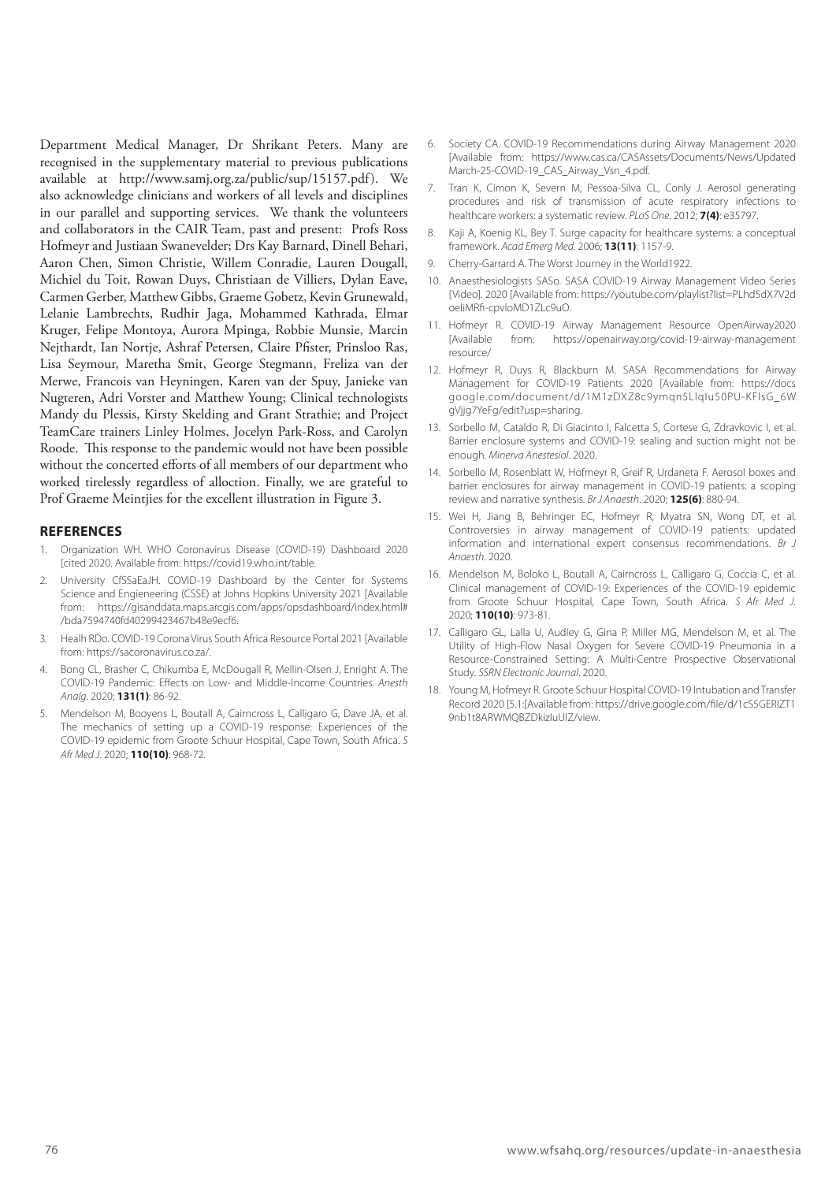Department Medical Manager, Dr Shrikant Peters. Many are recognised in the supplementary material to previous publications available at http://www.samj.org.za/public/sup/15157.pdf). We also acknowledge clinicians and workers of all levels and disciplines in our parallel and supporting services. We thank the volunteers and collaborators in the CAIR Team, past and present: Profs Ross Hofmeyr and Justiaan Swanevelder; Drs Kay Barnard, Dinell Behari, Aaron Chen, Simon Christie, Willem Conradie, Lauren Dougall, Michiel du Toit, Rowan Duys, Christiaan de Villiers, Dylan Eave, Carmen Gerber, Matthew Gibbs, Graeme Gobetz, Kevin Grunewald, Lelanie Lambrechts, Rudhir Jaga, Mohammed Kathrada, Elmar Kruger, Felipe Montoya, Aurora Mpinga, Robbie Munsie, Marcin Nejthardt, Ian Nortje, Ashraf Petersen, Claire Pfister, Prinsloo Ras, Lisa Seymour, Maretha Smit, George Stegmann, Freliza van der Merwe, Francois van Heyningen, Karen van der Spuy, Janieke van Nugteren, Adri Vorster and Matthew Young; Clinical technologists Mandy du Plessis, Kirsty Skelding and Grant Strathie; and Project TeamCare trainers Linley Holmes, Jocelyn Park-Ross, and Carolyn Roode. This response to the pandemic would not have been possible without the concerted efforts of all members of our department who worked tirelessly regardless of allocation. Finally, we are grateful to Prof Graeme Meintjies for the excellent illustration in Figure 3.

## REFERENCES

1. Organization WHO. WHO Coronavirus Disease (COVID-19) Dashboard 2020 [cited 2020. Available from: https://covid19.who.int/table.
2. University CfSSaEaJH. COVID-19 Dashboard by the Center for Systems Science and Engieneering (CSSE) at Johns Hopkins University 2021 [Available from: https://gisanddata.maps.arcgis.com/apps/opsdashboard/index.html#/bda7594740fd40299423467b48e9ecf6.
3. Healh RDo. COVID-19 Corona Virus South Africa Resource Portal 2021 [Available from: https://sacoronavirus.co.za/.
4. Bong CL, Brasher C, Chikumba E, McDougall R, Mellin-Olsen J, Enright A. The COVID-19 Pandemic: Effects on Low- and Middle-Income Countries. *Anesth Analg*. 2020; **131(1)**: 86-92.
5. Mendelson M, Booyens L, Boutall A, Cairncross L, Calligaro G, Dave JA, et al. The mechanics of setting up a COVID-19 response: Experiences of the COVID-19 epidemic from Groote Schuur Hospital, Cape Town, South Africa. *S Afr Med J*. 2020; **110(10)**: 968-72.
6. Society CA. COVID-19 Recommendations during Airway Management 2020 [Available from: https://www.cas.ca/CASAssets/Documents/News/Updated March-25-COVID-19_CAS_Airway_Vsn_4.pdf.
7. Tran K, Cimon K, Severn M, Pessoa-Silva CL, Conly J. Aerosol generating procedures and risk of transmission of acute respiratory infections to healthcare workers: a systematic review. *PLoS One*. 2012; **7(4)**: e35797.
8. Kaji A, Koenig KL, Bey T. Surge capacity for healthcare systems: a conceptual framework. *Acad Emerg Med*. 2006; **13(11)**: 1157-9.
9. Cherry-Garrard A. The Worst Journey in the World1922.
10. Anaesthesiologists SASo. SASA COVID-19 Airway Management Video Series [Video]. 2020 [Available from: https://youtube.com/playlist?list=PLhd5dX7V2doeIiMRfi-cpvIoMD1ZLc9uO.
11. Hofmeyr R. COVID-19 Airway Management Resource OpenAirway2020 [Available from: https://openairway.org/covid-19-airway-management resource/
12. Hofmeyr R, Duys R, Blackburn M. SASA Recommendations for Airway Management for COVID-19 Patients 2020 [Available from: https://docs google.com/document/d/1M1zDXZ8c9ymqn5LIqIu50PU-KFIsG_6WgVjjg7YeFg/edit?usp=sharing.
13. Sorbello M, Cataldo R, Di Giacinto I, Falcetta S, Cortese G, Zdravkovic I, et al. Barrier enclosure systems and COVID-19: sealing and suction might not be enough. *Minerva Anestesiol*. 2020.
14. Sorbello M, Rosenblatt W, Hofmeyr R, Greif R, Urdaneta F. Aerosol boxes and barrier enclosures for airway management in COVID-19 patients: a scoping review and narrative synthesis. *Br J Anaesth*. 2020; **125(6)**: 880-94.
15. Wei H, Jiang B, Behringer EC, Hofmeyr R, Myatra SN, Wong DT, et al. Controversies in airway management of COVID-19 patients: updated information and international expert consensus recommendations. *Br J Anaesth*. 2020.
16. Mendelson M, Boloko L, Boutall A, Cairncross L, Calligaro G, Coccia C, et al. Clinical management of COVID-19: Experiences of the COVID-19 epidemic from Groote Schuur Hospital, Cape Town, South Africa. *S Afr Med J*. 2020; **110(10)**: 973-81.
17. Calligaro GL, Lalla U, Audley G, Gina P, Miller MG, Mendelson M, et al. The Utility of High-Flow Nasal Oxygen for Severe COVID-19 Pneumonia in a Resource-Constrained Setting: A Multi-Centre Prospective Observational Study. *SSRN Electronic Journal*. 2020.
18. Young M, Hofmeyr R. Groote Schuur Hospital COVID-19 Intubation and Transfer Record 2020 [5.1:[Available from: https://drive.google.com/file/d/1cS5GERIZT19nb1t8ARWMQBZDkizIuUlZ/view.